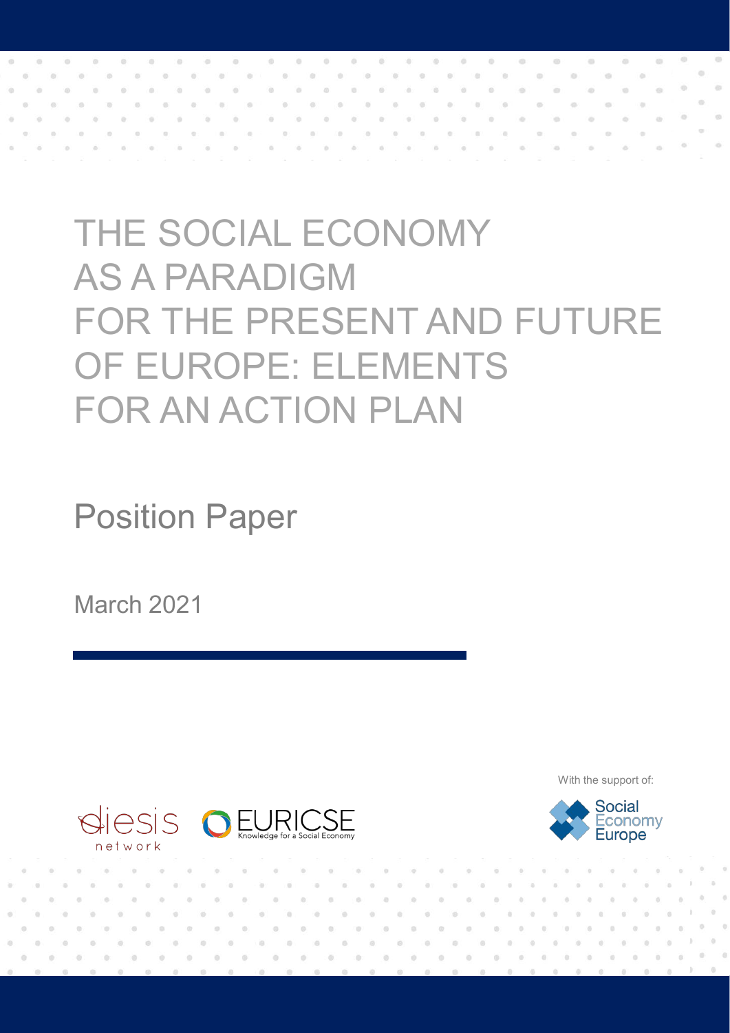# THE SOCIAL ECONOMY AS A PARADIGM FOR THE PRESENT AND FUTURE OF EUROPE: ELEMENTS FOR AN ACTION PLAN

## Position Paper

March 2021

diesis network

EURICSE Knowledge for a Social Economy

With the support of:

Social Economy Europe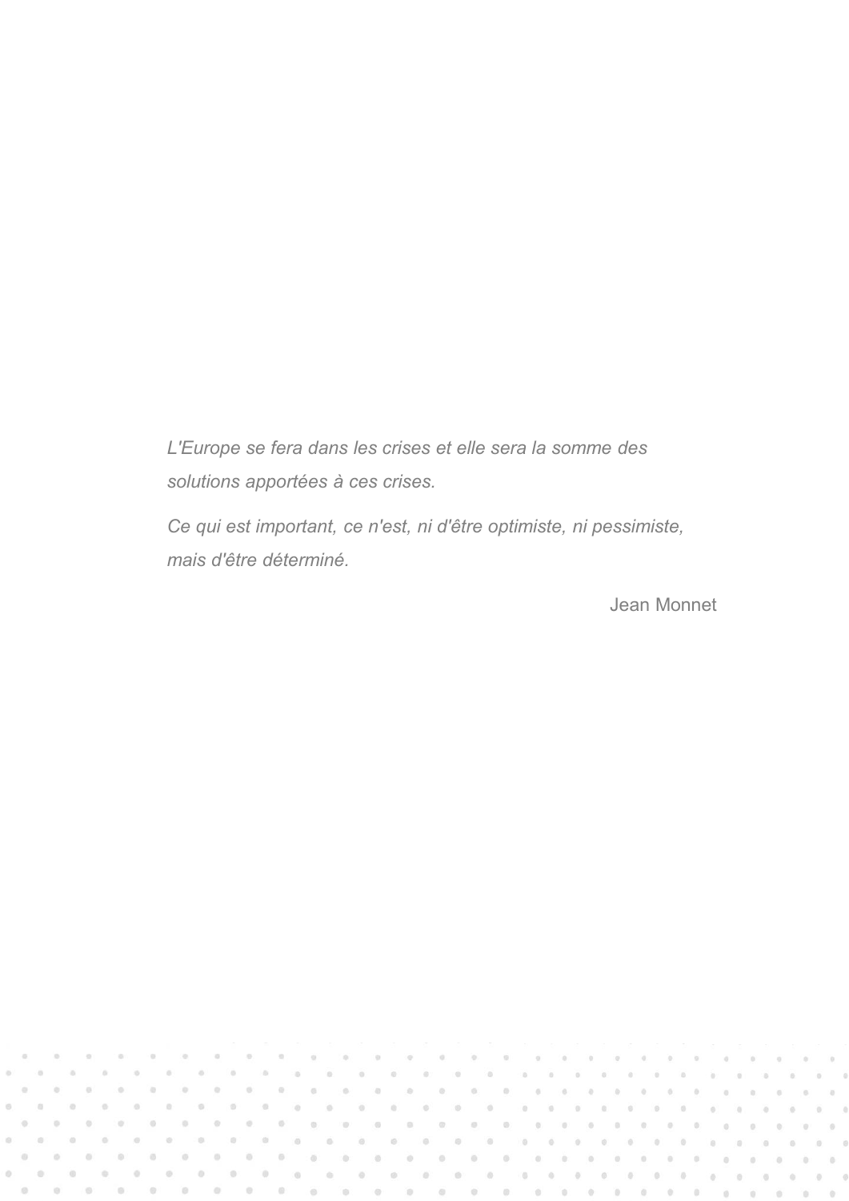*L'Europe se fera dans les crises et elle sera la somme des solutions apportées à ces crises.*

*Ce qui est important, ce n'est, ni d'être optimiste, ni pessimiste, mais d'être déterminé.*

Jean Monnet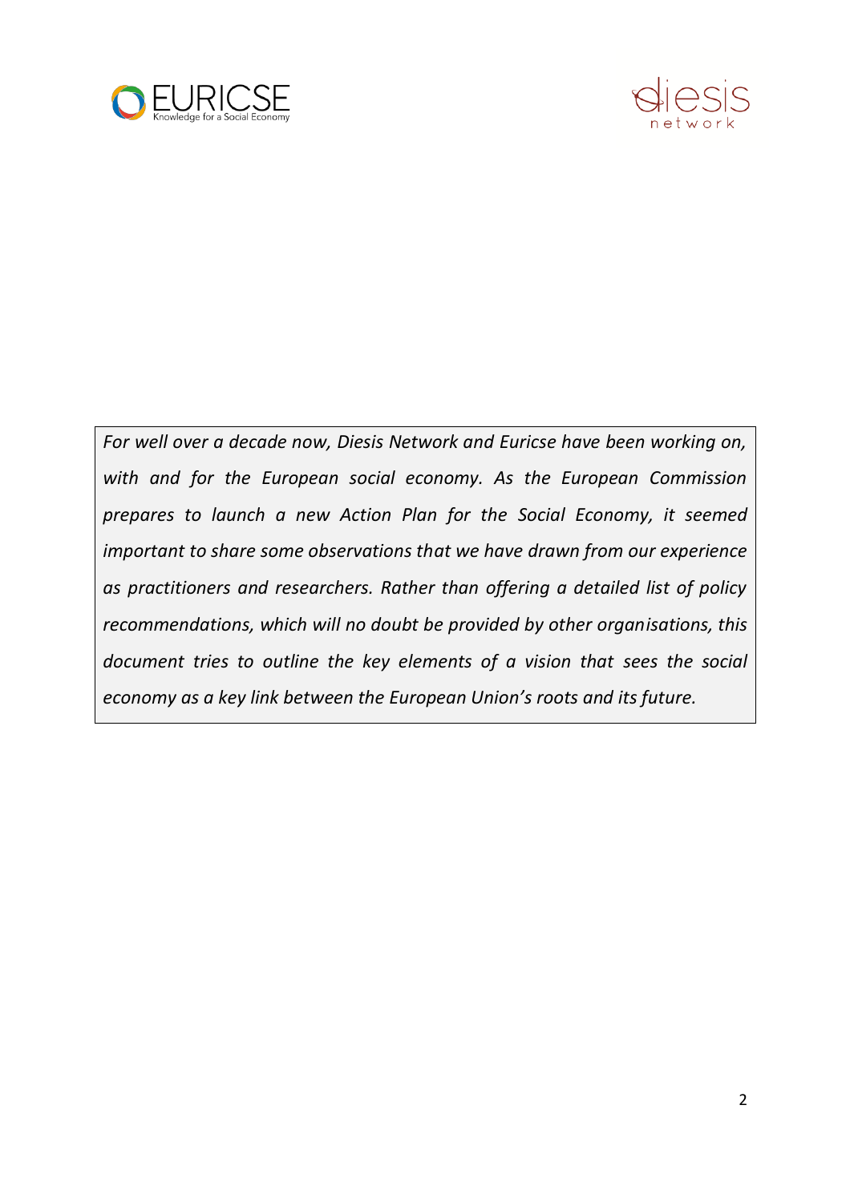*For well over a decade now, Diesis Network and Euricse have been working on, with and for the European social economy. As the European Commission prepares to launch a new Action Plan for the Social Economy, it seemed important to share some observations that we have drawn from our experience as practitioners and researchers. Rather than offering a detailed list of policy recommendations, which will no doubt be provided by other organisations, this document tries to outline the key elements of a vision that sees the social economy as a key link between the European Union's roots and its future.*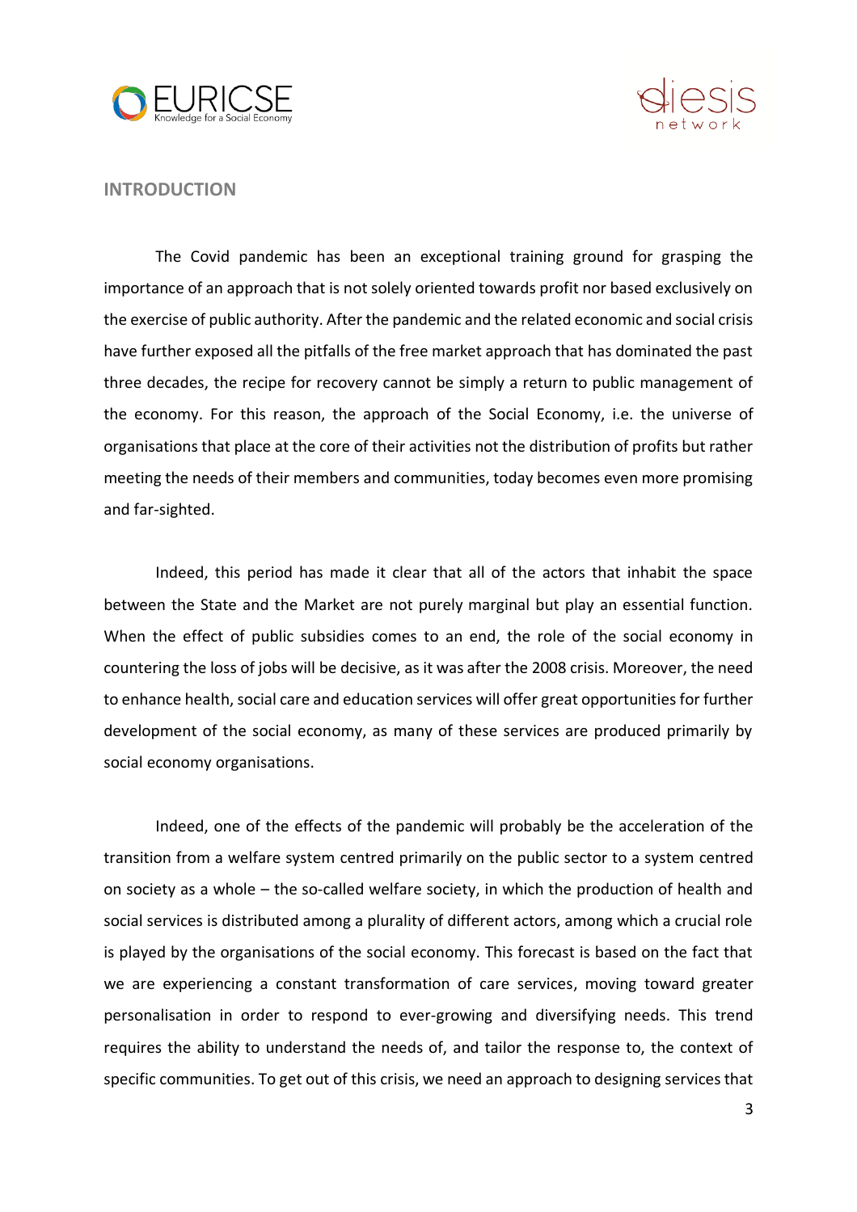## INTRODUCTION

The Covid pandemic has been an exceptional training ground for grasping the importance of an approach that is not solely oriented towards profit nor based exclusively on the exercise of public authority. After the pandemic and the related economic and social crisis have further exposed all the pitfalls of the free market approach that has dominated the past three decades, the recipe for recovery cannot be simply a return to public management of the economy. For this reason, the approach of the Social Economy, i.e. the universe of organisations that place at the core of their activities not the distribution of profits but rather meeting the needs of their members and communities, today becomes even more promising and far-sighted.

Indeed, this period has made it clear that all of the actors that inhabit the space between the State and the Market are not purely marginal but play an essential function. When the effect of public subsidies comes to an end, the role of the social economy in countering the loss of jobs will be decisive, as it was after the 2008 crisis. Moreover, the need to enhance health, social care and education services will offer great opportunities for further development of the social economy, as many of these services are produced primarily by social economy organisations.

Indeed, one of the effects of the pandemic will probably be the acceleration of the transition from a welfare system centred primarily on the public sector to a system centred on society as a whole – the so-called welfare society, in which the production of health and social services is distributed among a plurality of different actors, among which a crucial role is played by the organisations of the social economy. This forecast is based on the fact that we are experiencing a constant transformation of care services, moving toward greater personalisation in order to respond to ever-growing and diversifying needs. This trend requires the ability to understand the needs of, and tailor the response to, the context of specific communities. To get out of this crisis, we need an approach to designing services that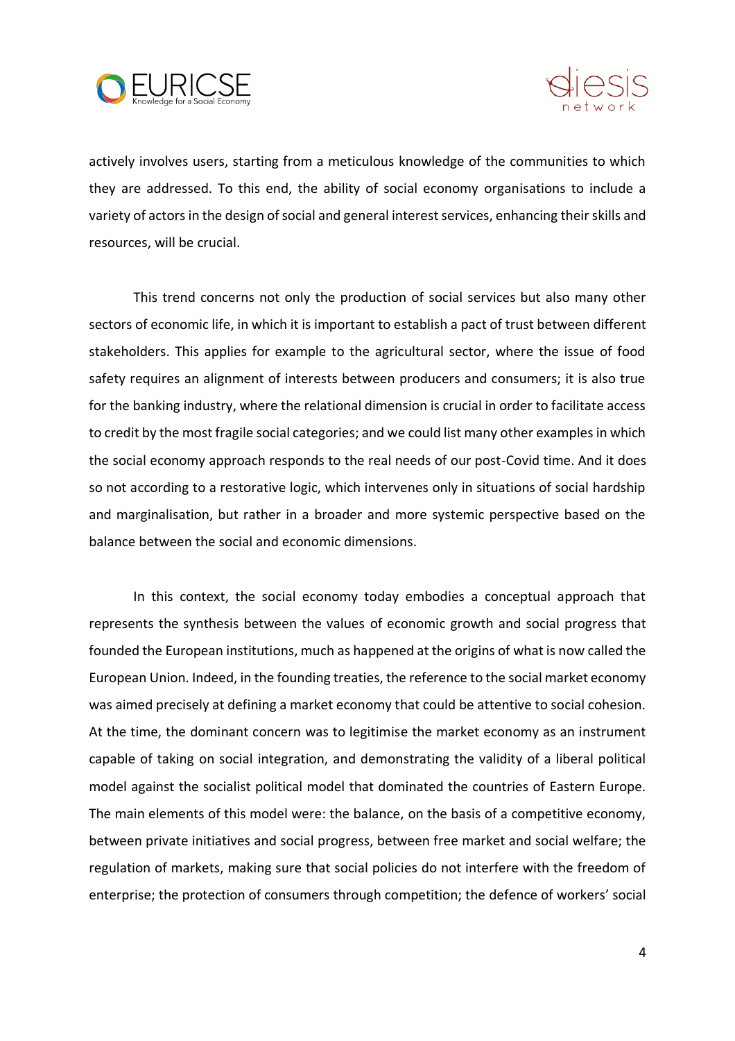actively involves users, starting from a meticulous knowledge of the communities to which they are addressed. To this end, the ability of social economy organisations to include a variety of actors in the design of social and general interest services, enhancing their skills and resources, will be crucial.

This trend concerns not only the production of social services but also many other sectors of economic life, in which it is important to establish a pact of trust between different stakeholders. This applies for example to the agricultural sector, where the issue of food safety requires an alignment of interests between producers and consumers; it is also true for the banking industry, where the relational dimension is crucial in order to facilitate access to credit by the most fragile social categories; and we could list many other examples in which the social economy approach responds to the real needs of our post-Covid time. And it does so not according to a restorative logic, which intervenes only in situations of social hardship and marginalisation, but rather in a broader and more systemic perspective based on the balance between the social and economic dimensions.

In this context, the social economy today embodies a conceptual approach that represents the synthesis between the values of economic growth and social progress that founded the European institutions, much as happened at the origins of what is now called the European Union. Indeed, in the founding treaties, the reference to the social market economy was aimed precisely at defining a market economy that could be attentive to social cohesion. At the time, the dominant concern was to legitimise the market economy as an instrument capable of taking on social integration, and demonstrating the validity of a liberal political model against the socialist political model that dominated the countries of Eastern Europe. The main elements of this model were: the balance, on the basis of a competitive economy, between private initiatives and social progress, between free market and social welfare; the regulation of markets, making sure that social policies do not interfere with the freedom of enterprise; the protection of consumers through competition; the defence of workers' social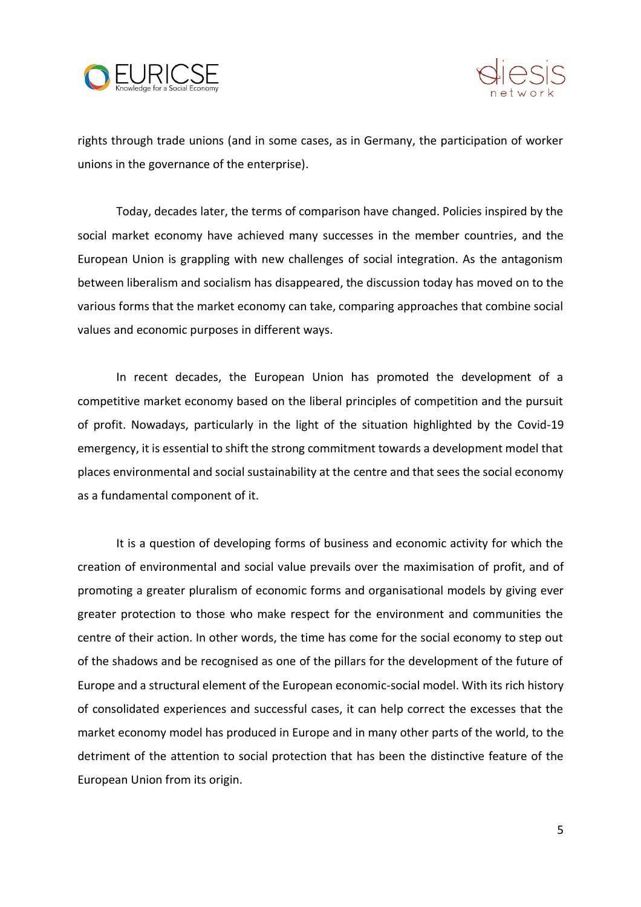rights through trade unions (and in some cases, as in Germany, the participation of worker unions in the governance of the enterprise).

Today, decades later, the terms of comparison have changed. Policies inspired by the social market economy have achieved many successes in the member countries, and the European Union is grappling with new challenges of social integration. As the antagonism between liberalism and socialism has disappeared, the discussion today has moved on to the various forms that the market economy can take, comparing approaches that combine social values and economic purposes in different ways.

In recent decades, the European Union has promoted the development of a competitive market economy based on the liberal principles of competition and the pursuit of profit. Nowadays, particularly in the light of the situation highlighted by the Covid-19 emergency, it is essential to shift the strong commitment towards a development model that places environmental and social sustainability at the centre and that sees the social economy as a fundamental component of it.

It is a question of developing forms of business and economic activity for which the creation of environmental and social value prevails over the maximisation of profit, and of promoting a greater pluralism of economic forms and organisational models by giving ever greater protection to those who make respect for the environment and communities the centre of their action. In other words, the time has come for the social economy to step out of the shadows and be recognised as one of the pillars for the development of the future of Europe and a structural element of the European economic-social model. With its rich history of consolidated experiences and successful cases, it can help correct the excesses that the market economy model has produced in Europe and in many other parts of the world, to the detriment of the attention to social protection that has been the distinctive feature of the European Union from its origin.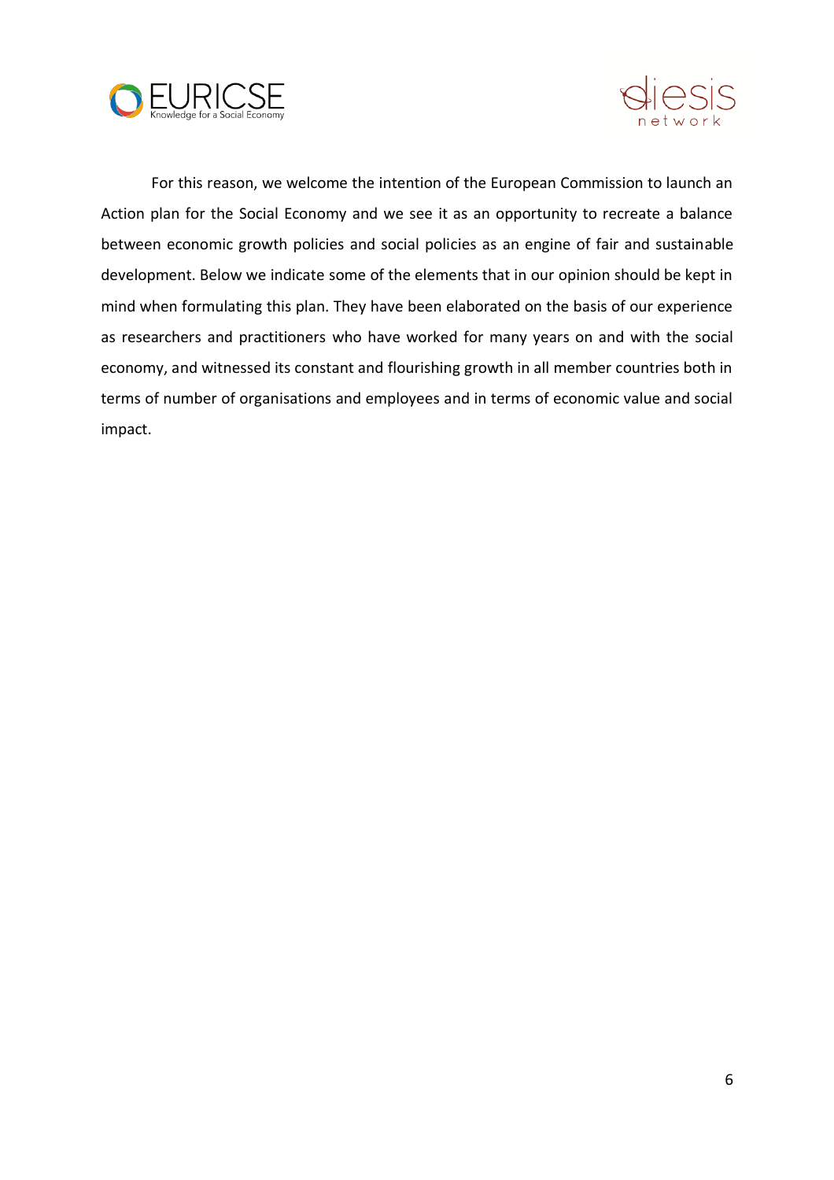For this reason, we welcome the intention of the European Commission to launch an Action plan for the Social Economy and we see it as an opportunity to recreate a balance between economic growth policies and social policies as an engine of fair and sustainable development. Below we indicate some of the elements that in our opinion should be kept in mind when formulating this plan. They have been elaborated on the basis of our experience as researchers and practitioners who have worked for many years on and with the social economy, and witnessed its constant and flourishing growth in all member countries both in terms of number of organisations and employees and in terms of economic value and social impact.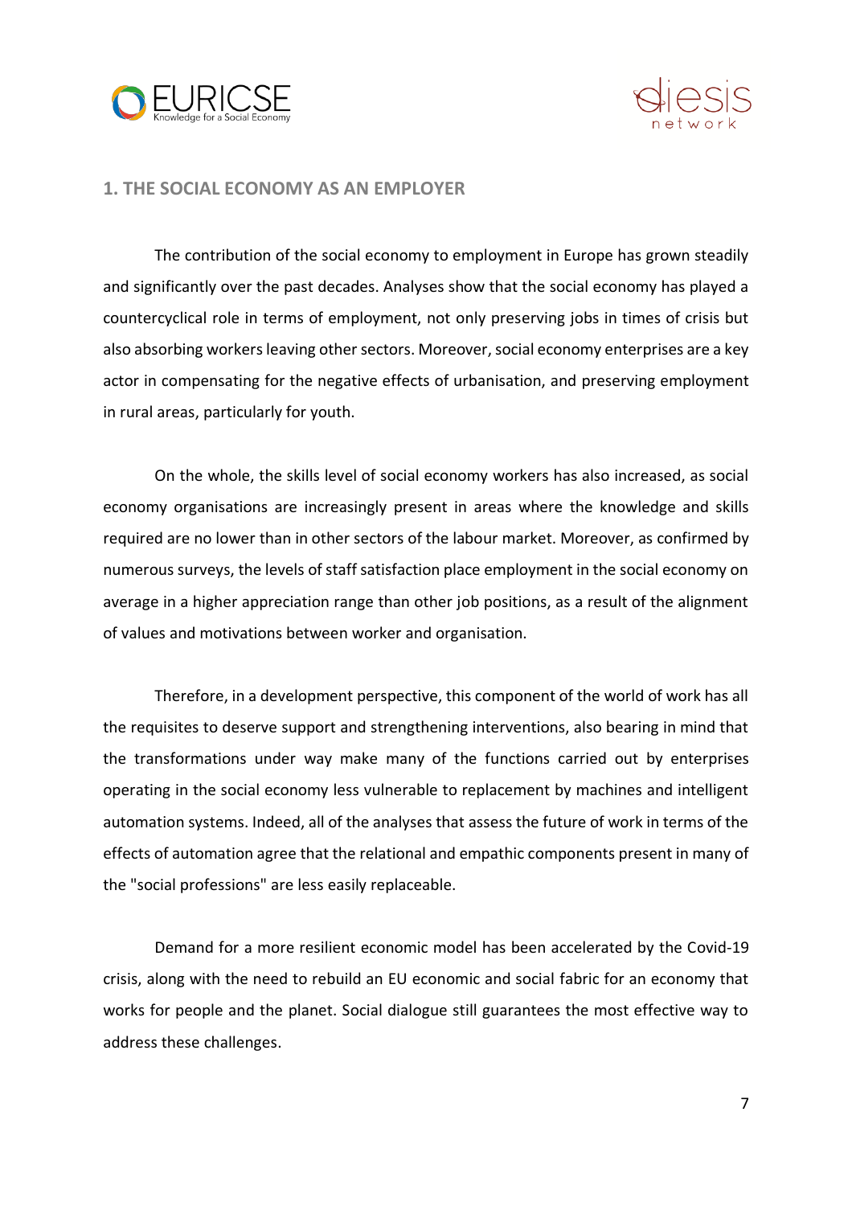## 1. THE SOCIAL ECONOMY AS AN EMPLOYER

The contribution of the social economy to employment in Europe has grown steadily and significantly over the past decades. Analyses show that the social economy has played a countercyclical role in terms of employment, not only preserving jobs in times of crisis but also absorbing workers leaving other sectors. Moreover, social economy enterprises are a key actor in compensating for the negative effects of urbanisation, and preserving employment in rural areas, particularly for youth.

On the whole, the skills level of social economy workers has also increased, as social economy organisations are increasingly present in areas where the knowledge and skills required are no lower than in other sectors of the labour market. Moreover, as confirmed by numerous surveys, the levels of staff satisfaction place employment in the social economy on average in a higher appreciation range than other job positions, as a result of the alignment of values and motivations between worker and organisation.

Therefore, in a development perspective, this component of the world of work has all the requisites to deserve support and strengthening interventions, also bearing in mind that the transformations under way make many of the functions carried out by enterprises operating in the social economy less vulnerable to replacement by machines and intelligent automation systems. Indeed, all of the analyses that assess the future of work in terms of the effects of automation agree that the relational and empathic components present in many of the "social professions" are less easily replaceable.

Demand for a more resilient economic model has been accelerated by the Covid-19 crisis, along with the need to rebuild an EU economic and social fabric for an economy that works for people and the planet. Social dialogue still guarantees the most effective way to address these challenges.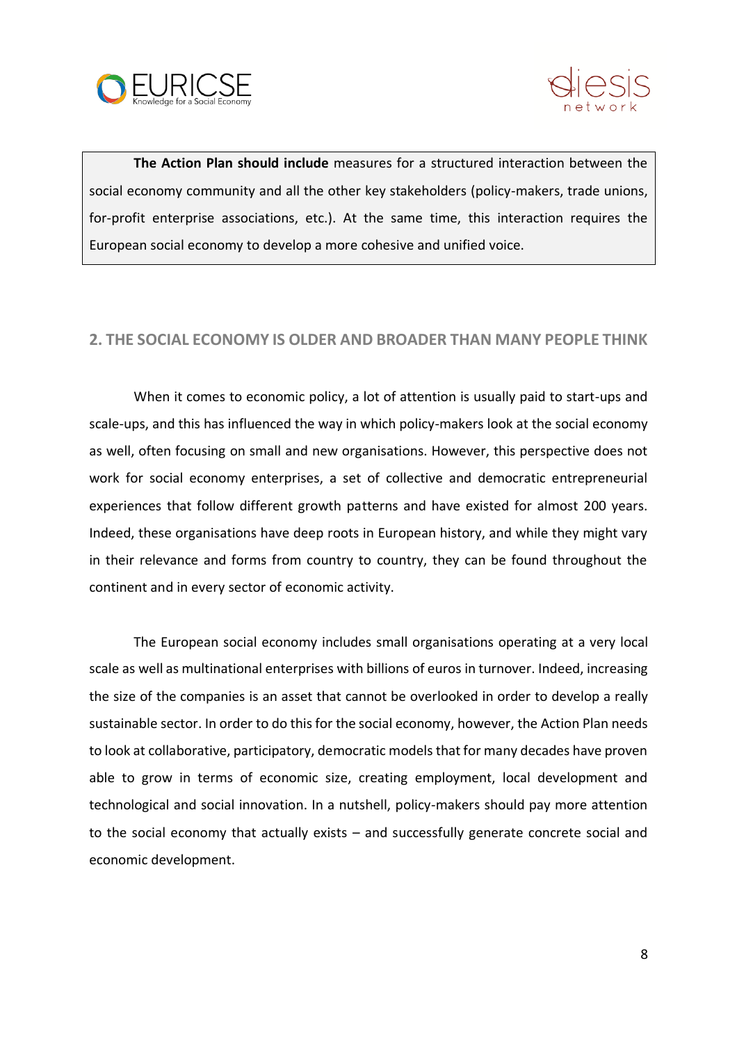> **The Action Plan should include** measures for a structured interaction between the social economy community and all the other key stakeholders (policy-makers, trade unions, for-profit enterprise associations, etc.). At the same time, this interaction requires the European social economy to develop a more cohesive and unified voice.

## 2. THE SOCIAL ECONOMY IS OLDER AND BROADER THAN MANY PEOPLE THINK

When it comes to economic policy, a lot of attention is usually paid to start-ups and scale-ups, and this has influenced the way in which policy-makers look at the social economy as well, often focusing on small and new organisations. However, this perspective does not work for social economy enterprises, a set of collective and democratic entrepreneurial experiences that follow different growth patterns and have existed for almost 200 years. Indeed, these organisations have deep roots in European history, and while they might vary in their relevance and forms from country to country, they can be found throughout the continent and in every sector of economic activity.

The European social economy includes small organisations operating at a very local scale as well as multinational enterprises with billions of euros in turnover. Indeed, increasing the size of the companies is an asset that cannot be overlooked in order to develop a really sustainable sector. In order to do this for the social economy, however, the Action Plan needs to look at collaborative, participatory, democratic models that for many decades have proven able to grow in terms of economic size, creating employment, local development and technological and social innovation. In a nutshell, policy-makers should pay more attention to the social economy that actually exists – and successfully generate concrete social and economic development.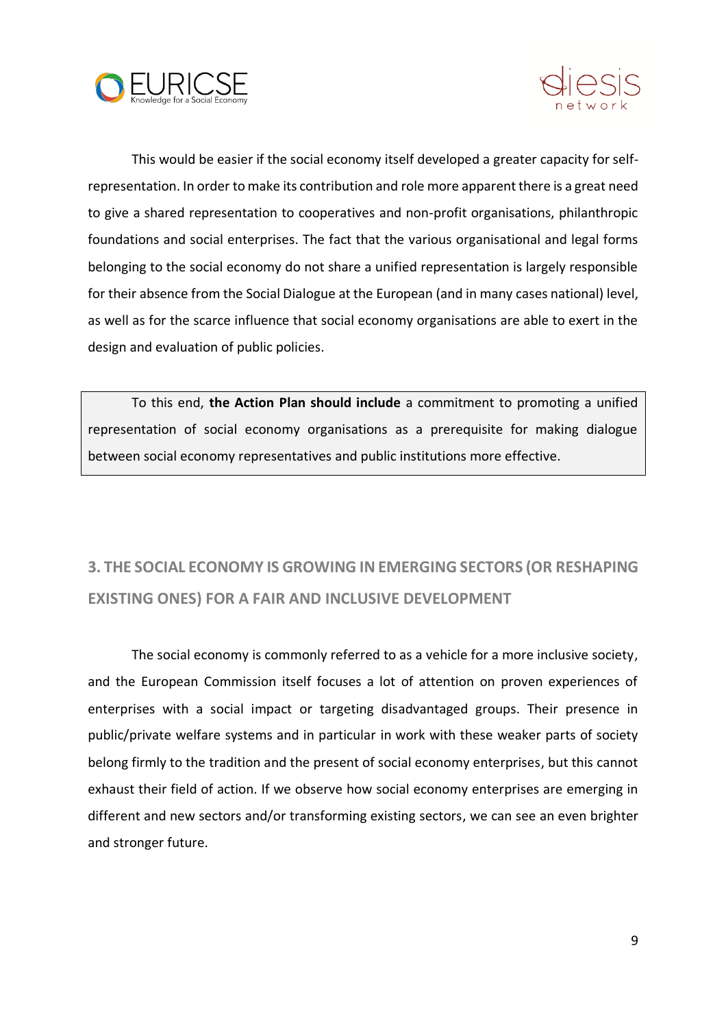This would be easier if the social economy itself developed a greater capacity for self-representation. In order to make its contribution and role more apparent there is a great need to give a shared representation to cooperatives and non-profit organisations, philanthropic foundations and social enterprises. The fact that the various organisational and legal forms belonging to the social economy do not share a unified representation is largely responsible for their absence from the Social Dialogue at the European (and in many cases national) level, as well as for the scarce influence that social economy organisations are able to exert in the design and evaluation of public policies.

> To this end, **the Action Plan should include** a commitment to promoting a unified representation of social economy organisations as a prerequisite for making dialogue between social economy representatives and public institutions more effective.

## 3. THE SOCIAL ECONOMY IS GROWING IN EMERGING SECTORS (OR RESHAPING EXISTING ONES) FOR A FAIR AND INCLUSIVE DEVELOPMENT

The social economy is commonly referred to as a vehicle for a more inclusive society, and the European Commission itself focuses a lot of attention on proven experiences of enterprises with a social impact or targeting disadvantaged groups. Their presence in public/private welfare systems and in particular in work with these weaker parts of society belong firmly to the tradition and the present of social economy enterprises, but this cannot exhaust their field of action. If we observe how social economy enterprises are emerging in different and new sectors and/or transforming existing sectors, we can see an even brighter and stronger future.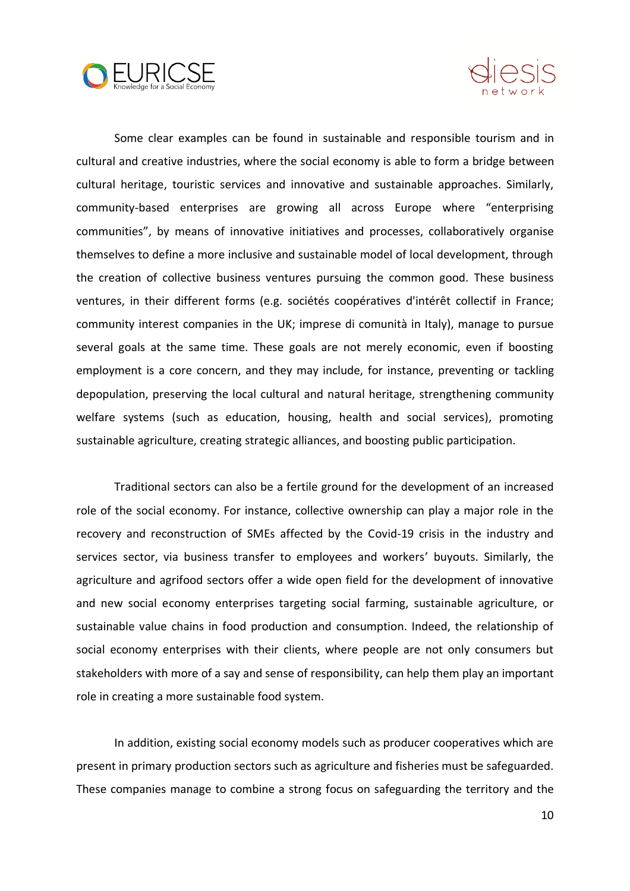Some clear examples can be found in sustainable and responsible tourism and in cultural and creative industries, where the social economy is able to form a bridge between cultural heritage, touristic services and innovative and sustainable approaches. Similarly, community-based enterprises are growing all across Europe where "enterprising communities", by means of innovative initiatives and processes, collaboratively organise themselves to define a more inclusive and sustainable model of local development, through the creation of collective business ventures pursuing the common good. These business ventures, in their different forms (e.g. sociétés coopératives d'intérêt collectif in France; community interest companies in the UK; imprese di comunità in Italy), manage to pursue several goals at the same time. These goals are not merely economic, even if boosting employment is a core concern, and they may include, for instance, preventing or tackling depopulation, preserving the local cultural and natural heritage, strengthening community welfare systems (such as education, housing, health and social services), promoting sustainable agriculture, creating strategic alliances, and boosting public participation.

Traditional sectors can also be a fertile ground for the development of an increased role of the social economy. For instance, collective ownership can play a major role in the recovery and reconstruction of SMEs affected by the Covid-19 crisis in the industry and services sector, via business transfer to employees and workers' buyouts. Similarly, the agriculture and agrifood sectors offer a wide open field for the development of innovative and new social economy enterprises targeting social farming, sustainable agriculture, or sustainable value chains in food production and consumption. Indeed, the relationship of social economy enterprises with their clients, where people are not only consumers but stakeholders with more of a say and sense of responsibility, can help them play an important role in creating a more sustainable food system.

In addition, existing social economy models such as producer cooperatives which are present in primary production sectors such as agriculture and fisheries must be safeguarded. These companies manage to combine a strong focus on safeguarding the territory and the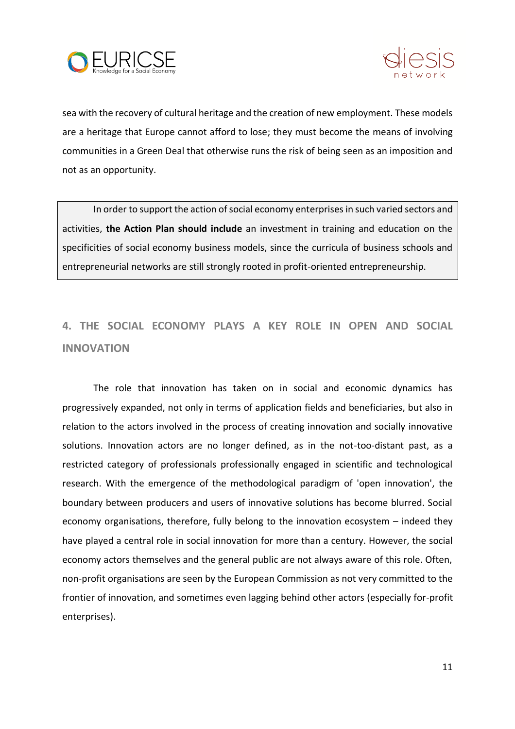sea with the recovery of cultural heritage and the creation of new employment. These models are a heritage that Europe cannot afford to lose; they must become the means of involving communities in a Green Deal that otherwise runs the risk of being seen as an imposition and not as an opportunity.

> In order to support the action of social economy enterprises in such varied sectors and activities, **the Action Plan should include** an investment in training and education on the specificities of social economy business models, since the curricula of business schools and entrepreneurial networks are still strongly rooted in profit-oriented entrepreneurship.

## 4. THE SOCIAL ECONOMY PLAYS A KEY ROLE IN OPEN AND SOCIAL INNOVATION

The role that innovation has taken on in social and economic dynamics has progressively expanded, not only in terms of application fields and beneficiaries, but also in relation to the actors involved in the process of creating innovation and socially innovative solutions. Innovation actors are no longer defined, as in the not-too-distant past, as a restricted category of professionals professionally engaged in scientific and technological research. With the emergence of the methodological paradigm of 'open innovation', the boundary between producers and users of innovative solutions has become blurred. Social economy organisations, therefore, fully belong to the innovation ecosystem – indeed they have played a central role in social innovation for more than a century. However, the social economy actors themselves and the general public are not always aware of this role. Often, non-profit organisations are seen by the European Commission as not very committed to the frontier of innovation, and sometimes even lagging behind other actors (especially for-profit enterprises).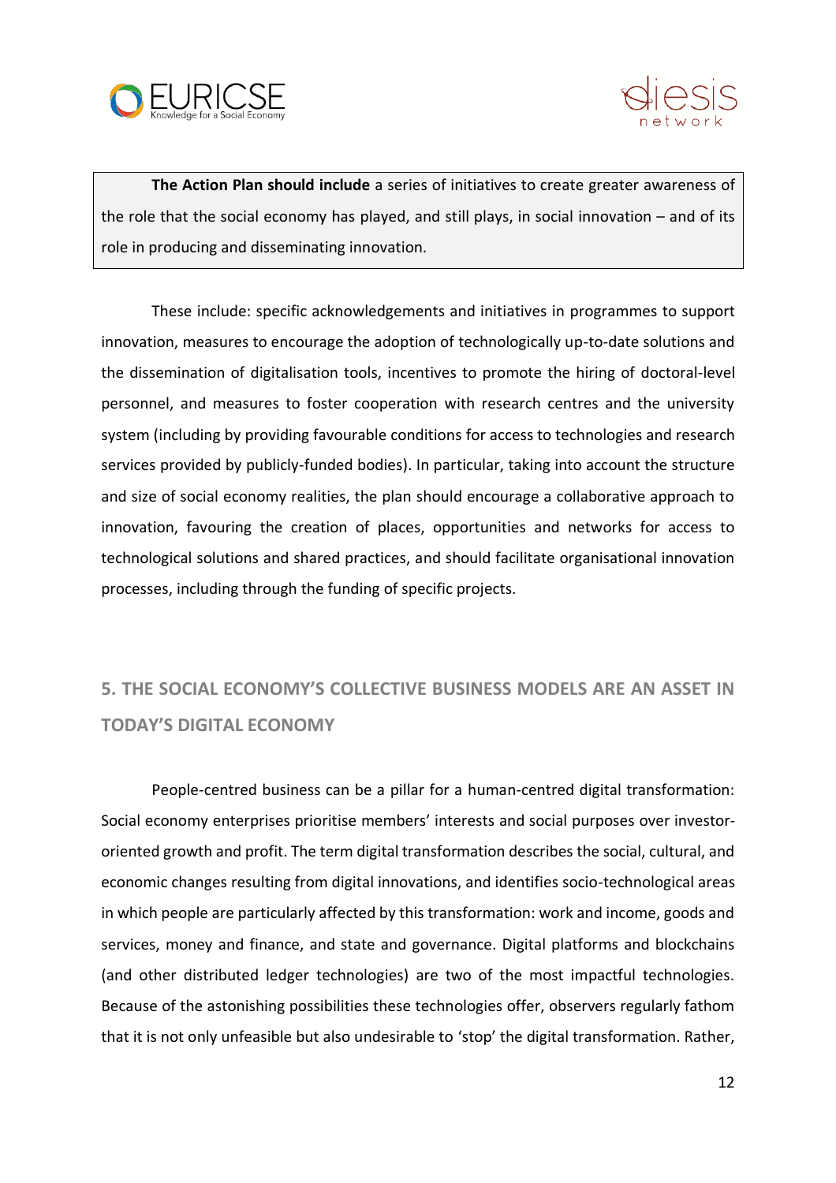> **The Action Plan should include** a series of initiatives to create greater awareness of the role that the social economy has played, and still plays, in social innovation – and of its role in producing and disseminating innovation.

These include: specific acknowledgements and initiatives in programmes to support innovation, measures to encourage the adoption of technologically up-to-date solutions and the dissemination of digitalisation tools, incentives to promote the hiring of doctoral-level personnel, and measures to foster cooperation with research centres and the university system (including by providing favourable conditions for access to technologies and research services provided by publicly-funded bodies). In particular, taking into account the structure and size of social economy realities, the plan should encourage a collaborative approach to innovation, favouring the creation of places, opportunities and networks for access to technological solutions and shared practices, and should facilitate organisational innovation processes, including through the funding of specific projects.

## 5. THE SOCIAL ECONOMY'S COLLECTIVE BUSINESS MODELS ARE AN ASSET IN TODAY'S DIGITAL ECONOMY

People-centred business can be a pillar for a human-centred digital transformation: Social economy enterprises prioritise members' interests and social purposes over investor-oriented growth and profit. The term digital transformation describes the social, cultural, and economic changes resulting from digital innovations, and identifies socio-technological areas in which people are particularly affected by this transformation: work and income, goods and services, money and finance, and state and governance. Digital platforms and blockchains (and other distributed ledger technologies) are two of the most impactful technologies. Because of the astonishing possibilities these technologies offer, observers regularly fathom that it is not only unfeasible but also undesirable to 'stop' the digital transformation. Rather,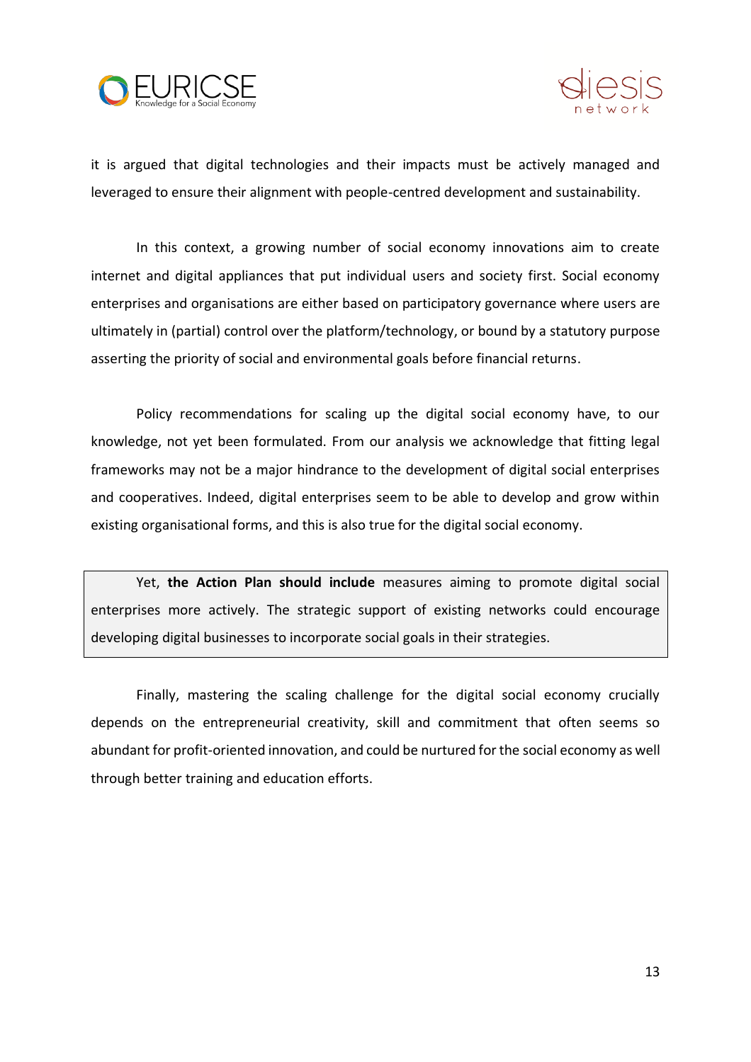it is argued that digital technologies and their impacts must be actively managed and leveraged to ensure their alignment with people-centred development and sustainability.

In this context, a growing number of social economy innovations aim to create internet and digital appliances that put individual users and society first. Social economy enterprises and organisations are either based on participatory governance where users are ultimately in (partial) control over the platform/technology, or bound by a statutory purpose asserting the priority of social and environmental goals before financial returns.

Policy recommendations for scaling up the digital social economy have, to our knowledge, not yet been formulated. From our analysis we acknowledge that fitting legal frameworks may not be a major hindrance to the development of digital social enterprises and cooperatives. Indeed, digital enterprises seem to be able to develop and grow within existing organisational forms, and this is also true for the digital social economy.

> Yet, **the Action Plan should include** measures aiming to promote digital social enterprises more actively. The strategic support of existing networks could encourage developing digital businesses to incorporate social goals in their strategies.

Finally, mastering the scaling challenge for the digital social economy crucially depends on the entrepreneurial creativity, skill and commitment that often seems so abundant for profit-oriented innovation, and could be nurtured for the social economy as well through better training and education efforts.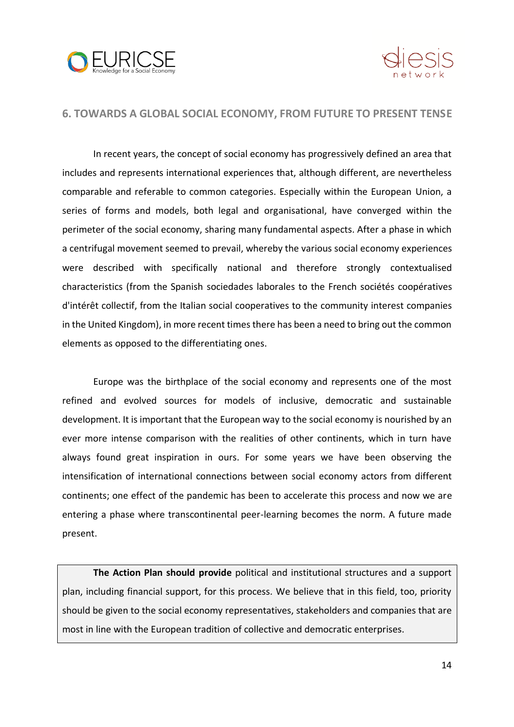## 6. TOWARDS A GLOBAL SOCIAL ECONOMY, FROM FUTURE TO PRESENT TENSE

In recent years, the concept of social economy has progressively defined an area that includes and represents international experiences that, although different, are nevertheless comparable and referable to common categories. Especially within the European Union, a series of forms and models, both legal and organisational, have converged within the perimeter of the social economy, sharing many fundamental aspects. After a phase in which a centrifugal movement seemed to prevail, whereby the various social economy experiences were described with specifically national and therefore strongly contextualised characteristics (from the Spanish sociedades laborales to the French sociétés coopératives d'intérêt collectif, from the Italian social cooperatives to the community interest companies in the United Kingdom), in more recent times there has been a need to bring out the common elements as opposed to the differentiating ones.

Europe was the birthplace of the social economy and represents one of the most refined and evolved sources for models of inclusive, democratic and sustainable development. It is important that the European way to the social economy is nourished by an ever more intense comparison with the realities of other continents, which in turn have always found great inspiration in ours. For some years we have been observing the intensification of international connections between social economy actors from different continents; one effect of the pandemic has been to accelerate this process and now we are entering a phase where transcontinental peer-learning becomes the norm. A future made present.

**The Action Plan should provide** political and institutional structures and a support plan, including financial support, for this process. We believe that in this field, too, priority should be given to the social economy representatives, stakeholders and companies that are most in line with the European tradition of collective and democratic enterprises.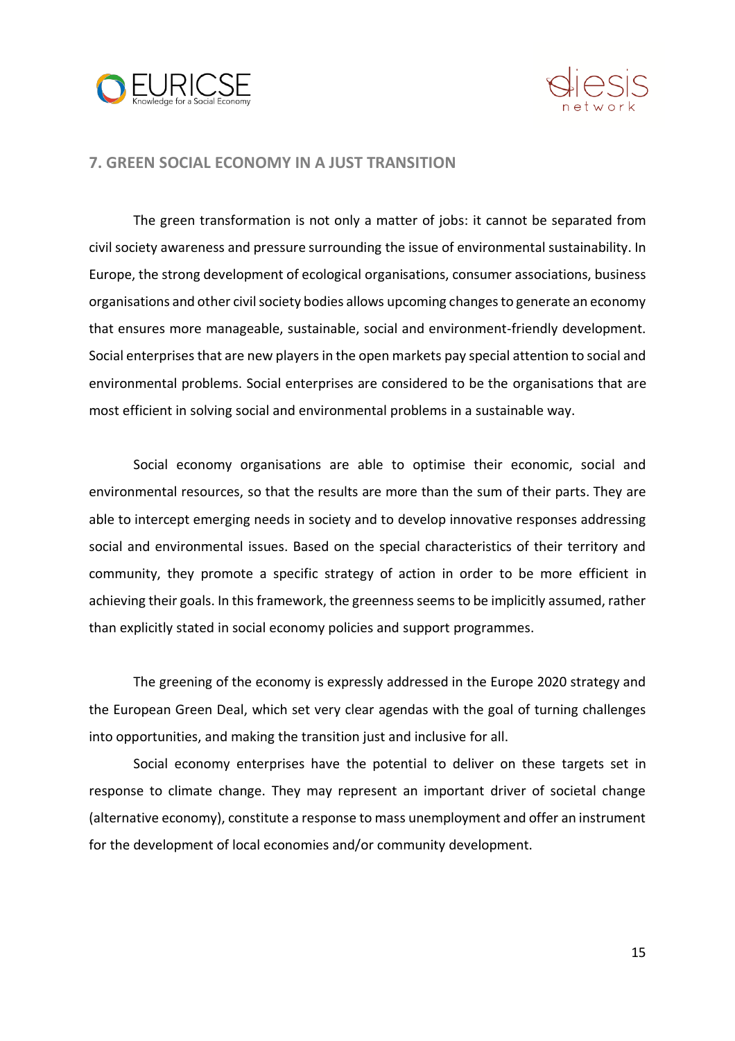## 7. GREEN SOCIAL ECONOMY IN A JUST TRANSITION

The green transformation is not only a matter of jobs: it cannot be separated from civil society awareness and pressure surrounding the issue of environmental sustainability. In Europe, the strong development of ecological organisations, consumer associations, business organisations and other civil society bodies allows upcoming changes to generate an economy that ensures more manageable, sustainable, social and environment-friendly development. Social enterprises that are new players in the open markets pay special attention to social and environmental problems. Social enterprises are considered to be the organisations that are most efficient in solving social and environmental problems in a sustainable way.

Social economy organisations are able to optimise their economic, social and environmental resources, so that the results are more than the sum of their parts. They are able to intercept emerging needs in society and to develop innovative responses addressing social and environmental issues. Based on the special characteristics of their territory and community, they promote a specific strategy of action in order to be more efficient in achieving their goals. In this framework, the greenness seems to be implicitly assumed, rather than explicitly stated in social economy policies and support programmes.

The greening of the economy is expressly addressed in the Europe 2020 strategy and the European Green Deal, which set very clear agendas with the goal of turning challenges into opportunities, and making the transition just and inclusive for all.

Social economy enterprises have the potential to deliver on these targets set in response to climate change. They may represent an important driver of societal change (alternative economy), constitute a response to mass unemployment and offer an instrument for the development of local economies and/or community development.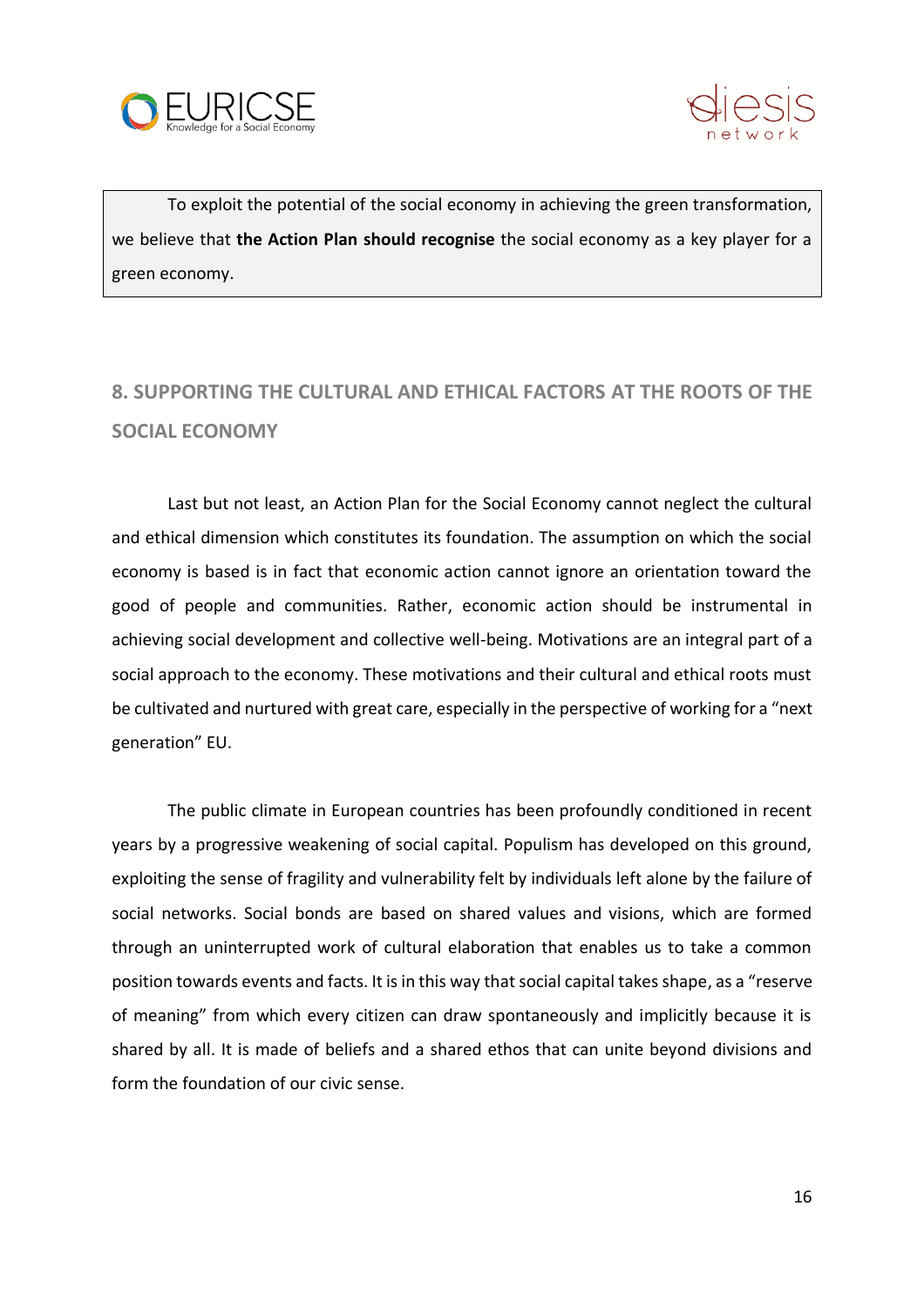To exploit the potential of the social economy in achieving the green transformation, we believe that **the Action Plan should recognise** the social economy as a key player for a green economy.

## 8. SUPPORTING THE CULTURAL AND ETHICAL FACTORS AT THE ROOTS OF THE SOCIAL ECONOMY

Last but not least, an Action Plan for the Social Economy cannot neglect the cultural and ethical dimension which constitutes its foundation. The assumption on which the social economy is based is in fact that economic action cannot ignore an orientation toward the good of people and communities. Rather, economic action should be instrumental in achieving social development and collective well-being. Motivations are an integral part of a social approach to the economy. These motivations and their cultural and ethical roots must be cultivated and nurtured with great care, especially in the perspective of working for a "next generation" EU.

The public climate in European countries has been profoundly conditioned in recent years by a progressive weakening of social capital. Populism has developed on this ground, exploiting the sense of fragility and vulnerability felt by individuals left alone by the failure of social networks. Social bonds are based on shared values and visions, which are formed through an uninterrupted work of cultural elaboration that enables us to take a common position towards events and facts. It is in this way that social capital takes shape, as a "reserve of meaning" from which every citizen can draw spontaneously and implicitly because it is shared by all. It is made of beliefs and a shared ethos that can unite beyond divisions and form the foundation of our civic sense.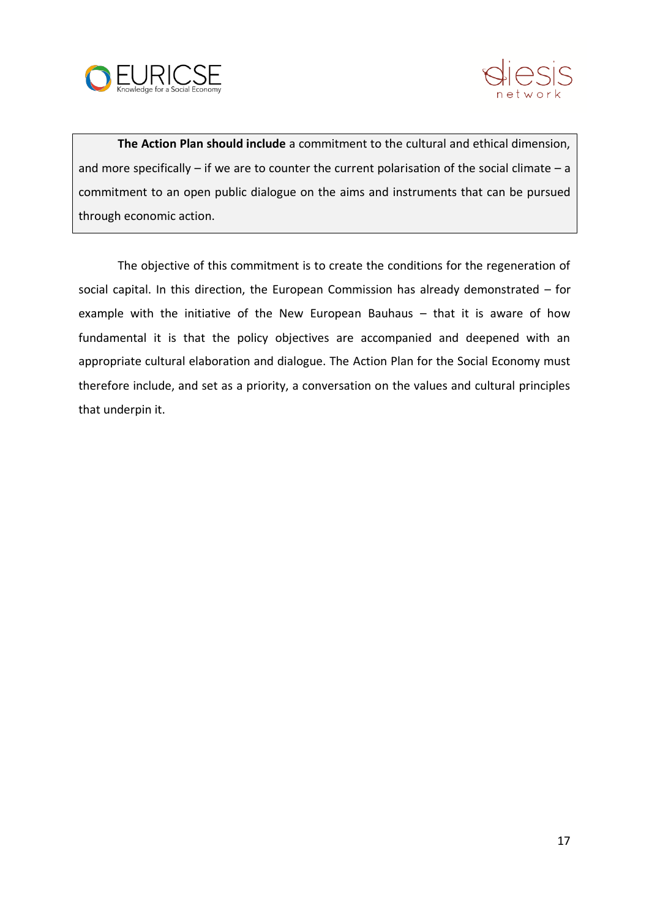**The Action Plan should include** a commitment to the cultural and ethical dimension, and more specifically – if we are to counter the current polarisation of the social climate – a commitment to an open public dialogue on the aims and instruments that can be pursued through economic action.

The objective of this commitment is to create the conditions for the regeneration of social capital. In this direction, the European Commission has already demonstrated – for example with the initiative of the New European Bauhaus – that it is aware of how fundamental it is that the policy objectives are accompanied and deepened with an appropriate cultural elaboration and dialogue. The Action Plan for the Social Economy must therefore include, and set as a priority, a conversation on the values and cultural principles that underpin it.